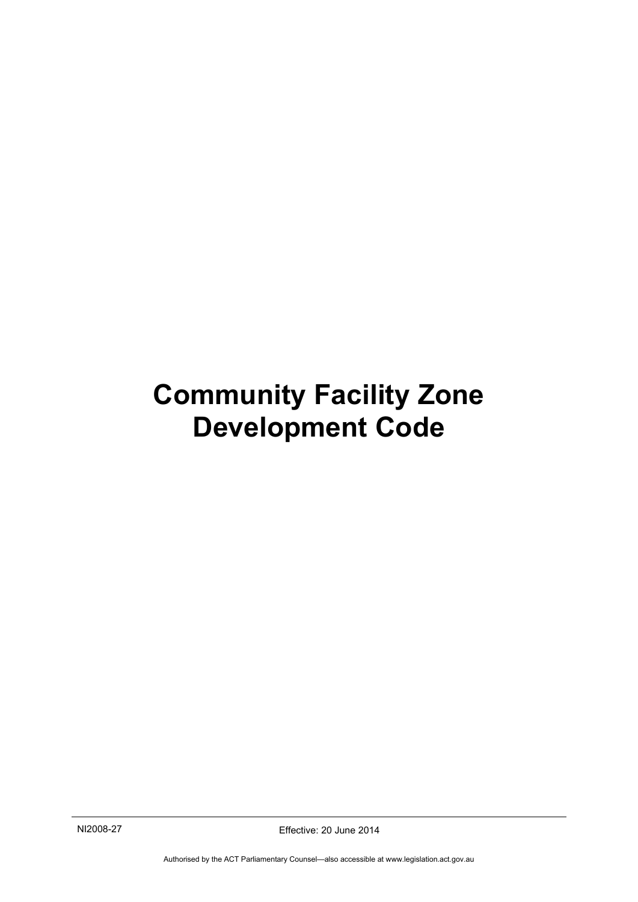# Community Facility Zone Development Code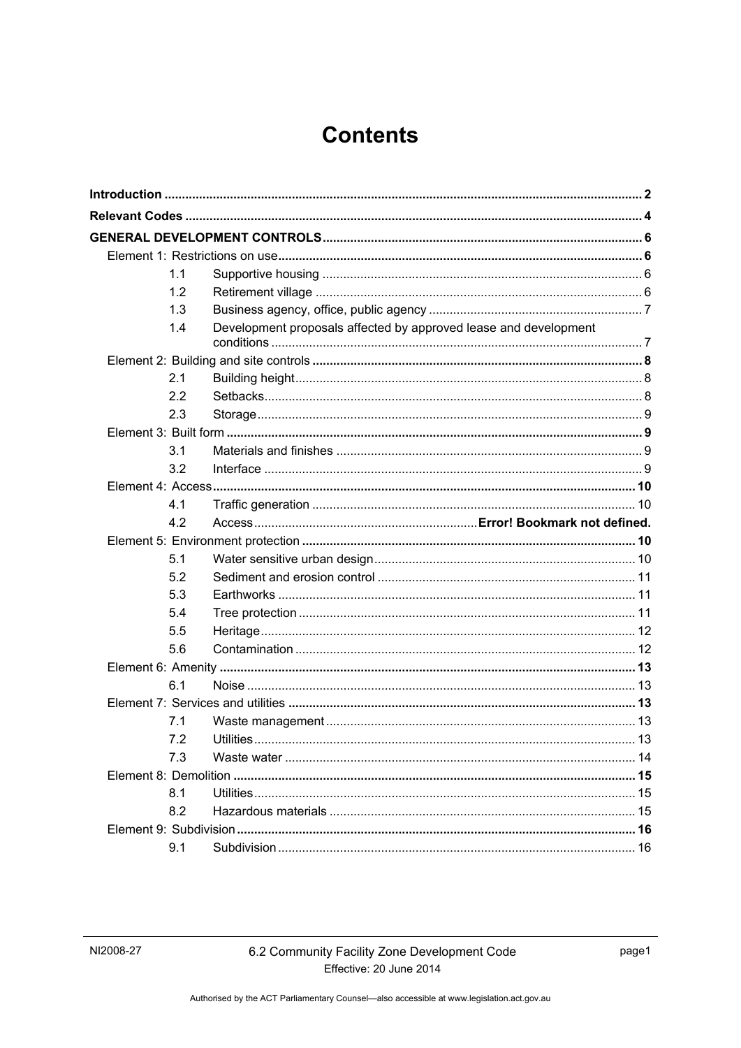# Contents

**Introduction** ..... **2**

**Relevant Codes** ..... **4**

**GENERAL DEVELOPMENT CONTROLS** ..... **6**

**Element 1: Restrictions on use** ..... **6**

- 1.1 Supportive housing ..... 6
- 1.2 Retirement village ..... 6
- 1.3 Business agency, office, public agency ..... 7
- 1.4 Development proposals affected by approved lease and development conditions ..... 7

**Element 2: Building and site controls** ..... **8**

- 2.1 Building height ..... 8
- 2.2 Setbacks ..... 8
- 2.3 Storage ..... 9

**Element 3: Built form** ..... **9**

- 3.1 Materials and finishes ..... 9
- 3.2 Interface ..... 9

**Element 4: Access** ..... **10**

- 4.1 Traffic generation ..... 10
- 4.2 Access ..... **Error! Bookmark not defined.**

**Element 5: Environment protection** ..... **10**

- 5.1 Water sensitive urban design ..... 10
- 5.2 Sediment and erosion control ..... 11
- 5.3 Earthworks ..... 11
- 5.4 Tree protection ..... 11
- 5.5 Heritage ..... 12
- 5.6 Contamination ..... 12

**Element 6: Amenity** ..... **13**

- 6.1 Noise ..... 13

**Element 7: Services and utilities** ..... **13**

- 7.1 Waste management ..... 13
- 7.2 Utilities ..... 13
- 7.3 Waste water ..... 14

**Element 8: Demolition** ..... **15**

- 8.1 Utilities ..... 15
- 8.2 Hazardous materials ..... 15

**Element 9: Subdivision** ..... **16**

- 9.1 Subdivision ..... 16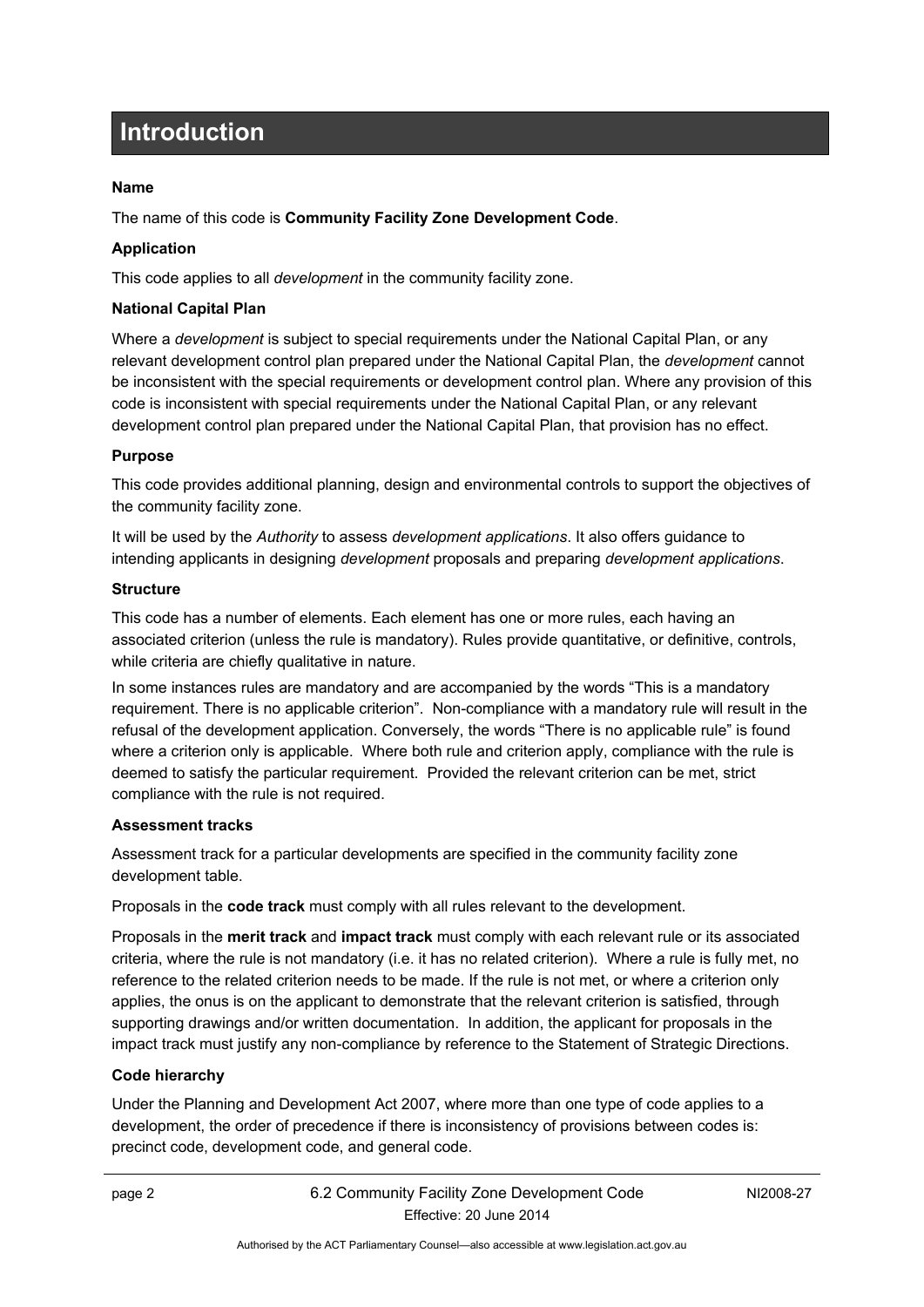# Introduction

**Name**

The name of this code is **Community Facility Zone Development Code**.

**Application**

This code applies to all *development* in the community facility zone.

**National Capital Plan**

Where a *development* is subject to special requirements under the National Capital Plan, or any relevant development control plan prepared under the National Capital Plan, the *development* cannot be inconsistent with the special requirements or development control plan. Where any provision of this code is inconsistent with special requirements under the National Capital Plan, or any relevant development control plan prepared under the National Capital Plan, that provision has no effect.

**Purpose**

This code provides additional planning, design and environmental controls to support the objectives of the community facility zone.

It will be used by the *Authority* to assess *development applications*. It also offers guidance to intending applicants in designing *development* proposals and preparing *development applications*.

**Structure**

This code has a number of elements. Each element has one or more rules, each having an associated criterion (unless the rule is mandatory). Rules provide quantitative, or definitive, controls, while criteria are chiefly qualitative in nature.

In some instances rules are mandatory and are accompanied by the words "This is a mandatory requirement. There is no applicable criterion". Non-compliance with a mandatory rule will result in the refusal of the development application. Conversely, the words "There is no applicable rule" is found where a criterion only is applicable. Where both rule and criterion apply, compliance with the rule is deemed to satisfy the particular requirement. Provided the relevant criterion can be met, strict compliance with the rule is not required.

**Assessment tracks**

Assessment track for a particular developments are specified in the community facility zone development table.

Proposals in the **code track** must comply with all rules relevant to the development.

Proposals in the **merit track** and **impact track** must comply with each relevant rule or its associated criteria, where the rule is not mandatory (i.e. it has no related criterion). Where a rule is fully met, no reference to the related criterion needs to be made. If the rule is not met, or where a criterion only applies, the onus is on the applicant to demonstrate that the relevant criterion is satisfied, through supporting drawings and/or written documentation. In addition, the applicant for proposals in the impact track must justify any non-compliance by reference to the Statement of Strategic Directions.

**Code hierarchy**

Under the Planning and Development Act 2007, where more than one type of code applies to a development, the order of precedence if there is inconsistency of provisions between codes is: precinct code, development code, and general code.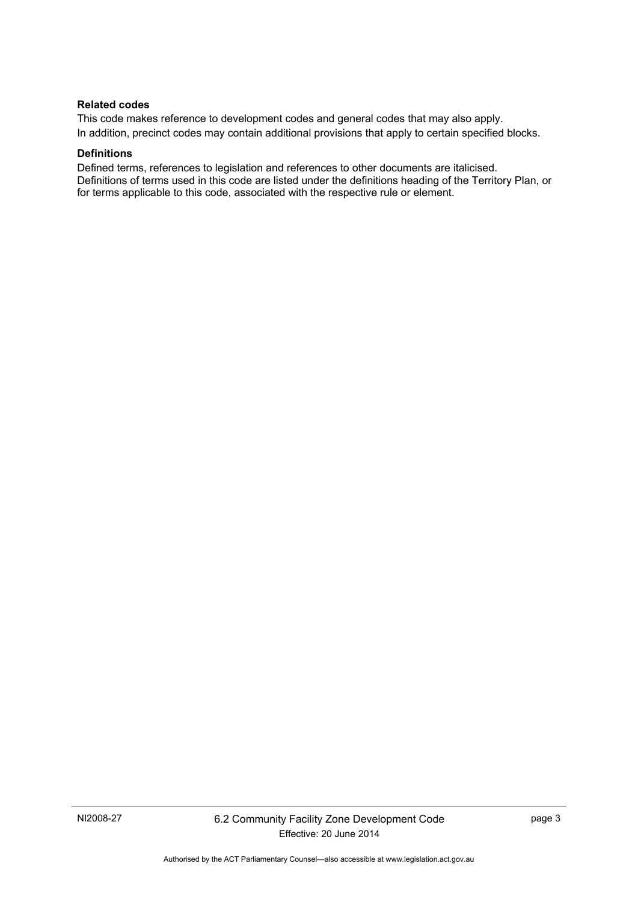**Related codes**

This code makes reference to development codes and general codes that may also apply.

In addition, precinct codes may contain additional provisions that apply to certain specified blocks.

**Definitions**

Defined terms, references to legislation and references to other documents are italicised.

Definitions of terms used in this code are listed under the definitions heading of the Territory Plan, or for terms applicable to this code, associated with the respective rule or element.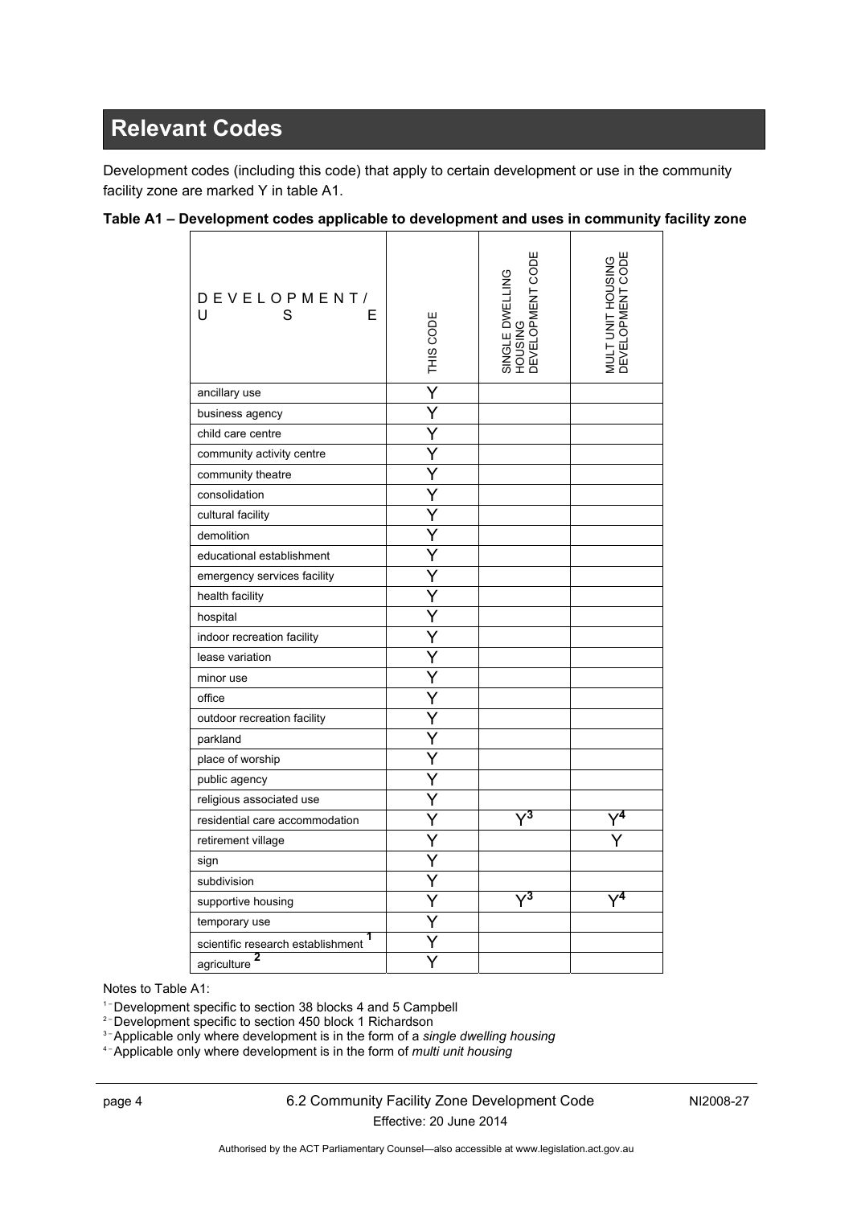## Relevant Codes

Development codes (including this code) that apply to certain development or use in the community facility zone are marked Y in table A1.

**Table A1 – Development codes applicable to development and uses in community facility zone**

| DEVELOPMENT/ USE | THIS CODE | SINGLE DWELLING HOUSING DEVELOPMENT CODE | MULT UNIT HOUSING DEVELOPMENT CODE |
|---|---|---|---|
| ancillary use | Y | | |
| business agency | Y | | |
| child care centre | Y | | |
| community activity centre | Y | | |
| community theatre | Y | | |
| consolidation | Y | | |
| cultural facility | Y | | |
| demolition | Y | | |
| educational establishment | Y | | |
| emergency services facility | Y | | |
| health facility | Y | | |
| hospital | Y | | |
| indoor recreation facility | Y | | |
| lease variation | Y | | |
| minor use | Y | | |
| office | Y | | |
| outdoor recreation facility | Y | | |
| parkland | Y | | |
| place of worship | Y | | |
| public agency | Y | | |
| religious associated use | Y | | |
| residential care accommodation | Y | Y[3] | Y[4] |
| retirement village | Y | | Y |
| sign | Y | | |
| subdivision | Y | | |
| supportive housing | Y | Y[3] | Y[4] |
| temporary use | Y | | |
| scientific research establishment [1] | Y | | |
| agriculture [2] | Y | | |

Notes to Table A1:

[1] - Development specific to section 38 blocks 4 and 5 Campbell
[2] - Development specific to section 450 block 1 Richardson
[3] - Applicable only where development is in the form of a *single dwelling housing*
[4] - Applicable only where development is in the form of *multi unit housing*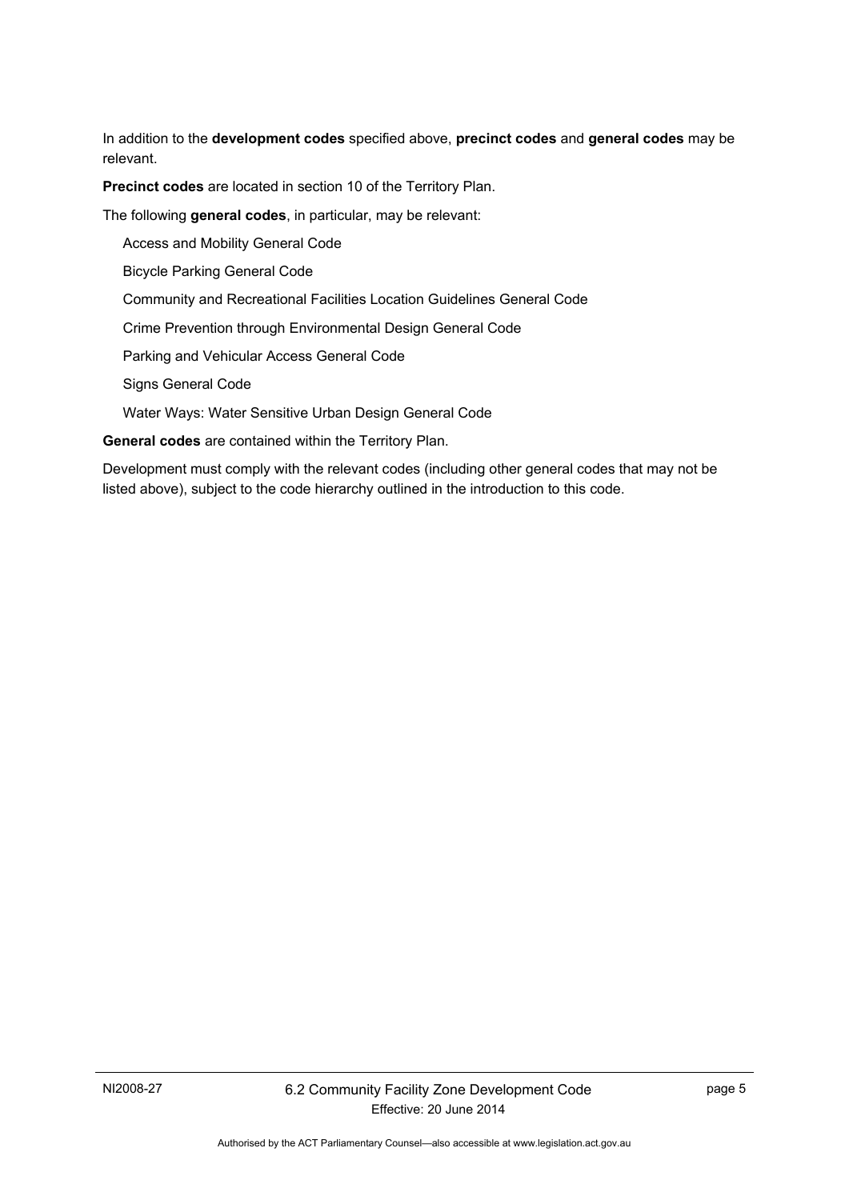In addition to the **development codes** specified above, **precinct codes** and **general codes** may be relevant.

**Precinct codes** are located in section 10 of the Territory Plan.

The following **general codes**, in particular, may be relevant:

Access and Mobility General Code

Bicycle Parking General Code

Community and Recreational Facilities Location Guidelines General Code

Crime Prevention through Environmental Design General Code

Parking and Vehicular Access General Code

Signs General Code

Water Ways: Water Sensitive Urban Design General Code

**General codes** are contained within the Territory Plan.

Development must comply with the relevant codes (including other general codes that may not be listed above), subject to the code hierarchy outlined in the introduction to this code.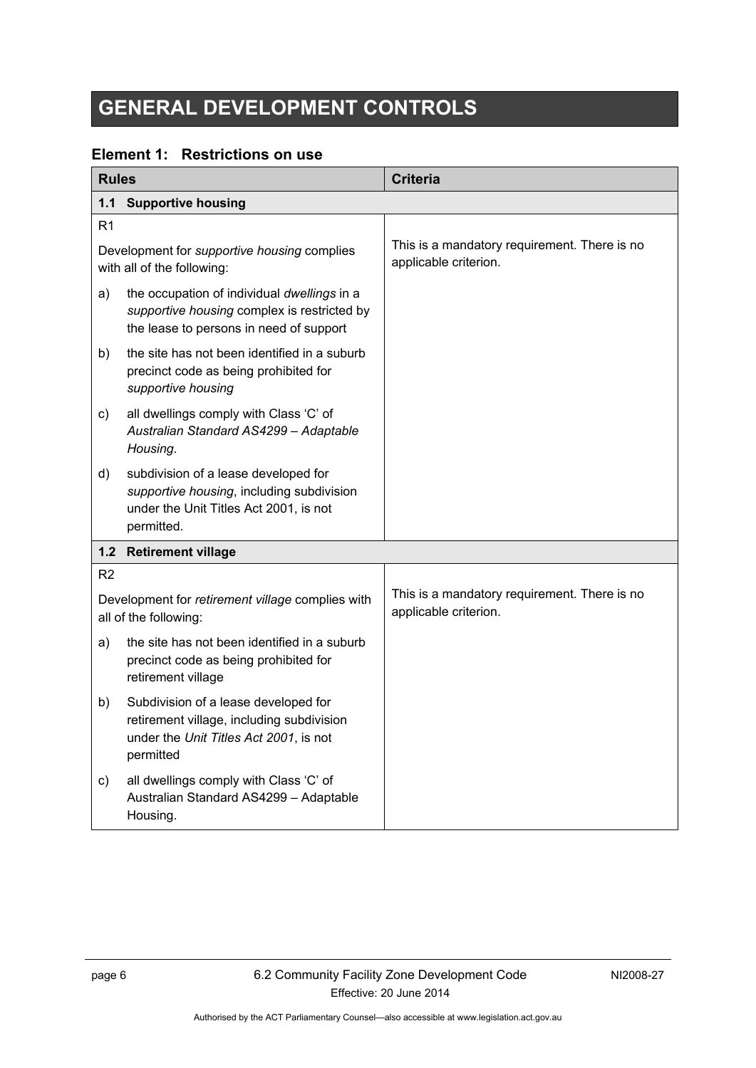# GENERAL DEVELOPMENT CONTROLS

## Element 1: Restrictions on use

| Rules | Criteria |
|---|---|
| **1.1 Supportive housing** | |
| R1<br><br>Development for *supportive housing* complies with all of the following:<br><br>a) the occupation of individual *dwellings* in a *supportive housing* complex is restricted by the lease to persons in need of support<br><br>b) the site has not been identified in a suburb precinct code as being prohibited for *supportive housing*<br><br>c) all dwellings comply with Class 'C' of *Australian Standard AS4299 – Adaptable Housing*.<br><br>d) subdivision of a lease developed for *supportive housing*, including subdivision under the Unit Titles Act 2001, is not permitted. | This is a mandatory requirement. There is no applicable criterion. |
| **1.2 Retirement village** | |
| R2<br><br>Development for *retirement village* complies with all of the following:<br><br>a) the site has not been identified in a suburb precinct code as being prohibited for retirement village<br><br>b) Subdivision of a lease developed for retirement village, including subdivision under the *Unit Titles Act 2001*, is not permitted<br><br>c) all dwellings comply with Class 'C' of Australian Standard AS4299 – Adaptable Housing. | This is a mandatory requirement. There is no applicable criterion. |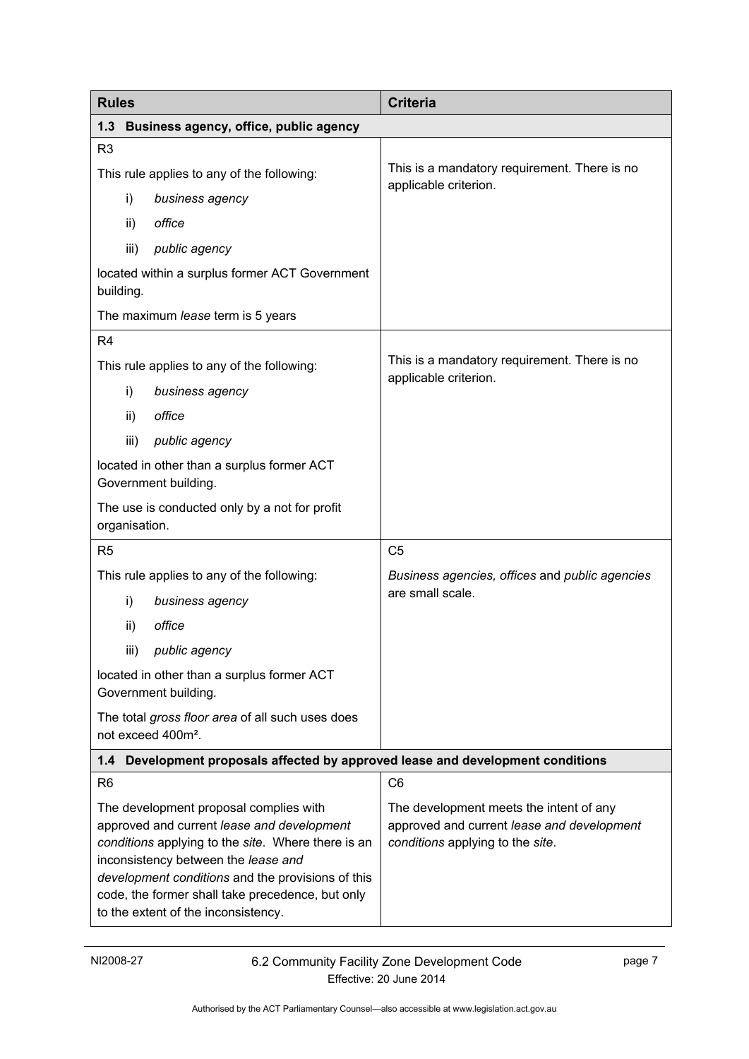| Rules | Criteria |
| --- | --- |
| **1.3 Business agency, office, public agency** | |
| R3<br><br>This rule applies to any of the following:<br><br>i) *business agency*<br>ii) *office*<br>iii) *public agency*<br><br>located within a surplus former ACT Government building.<br><br>The maximum *lease* term is 5 years | This is a mandatory requirement. There is no applicable criterion. |
| R4<br><br>This rule applies to any of the following:<br><br>i) *business agency*<br>ii) *office*<br>iii) *public agency*<br><br>located in other than a surplus former ACT Government building.<br><br>The use is conducted only by a not for profit organisation. | This is a mandatory requirement. There is no applicable criterion. |
| R5<br><br>This rule applies to any of the following:<br><br>i) *business agency*<br>ii) *office*<br>iii) *public agency*<br><br>located in other than a surplus former ACT Government building.<br><br>The total *gross floor area* of all such uses does not exceed 400m². | C5<br><br>*Business agencies, offices* and *public agencies* are small scale. |
| **1.4 Development proposals affected by approved lease and development conditions** | |
| R6<br><br>The development proposal complies with approved and current *lease and development conditions* applying to the *site*. Where there is an inconsistency between the *lease and development conditions* and the provisions of this code, the former shall take precedence, but only to the extent of the inconsistency. | C6<br><br>The development meets the intent of any approved and current *lease and development conditions* applying to the *site*. |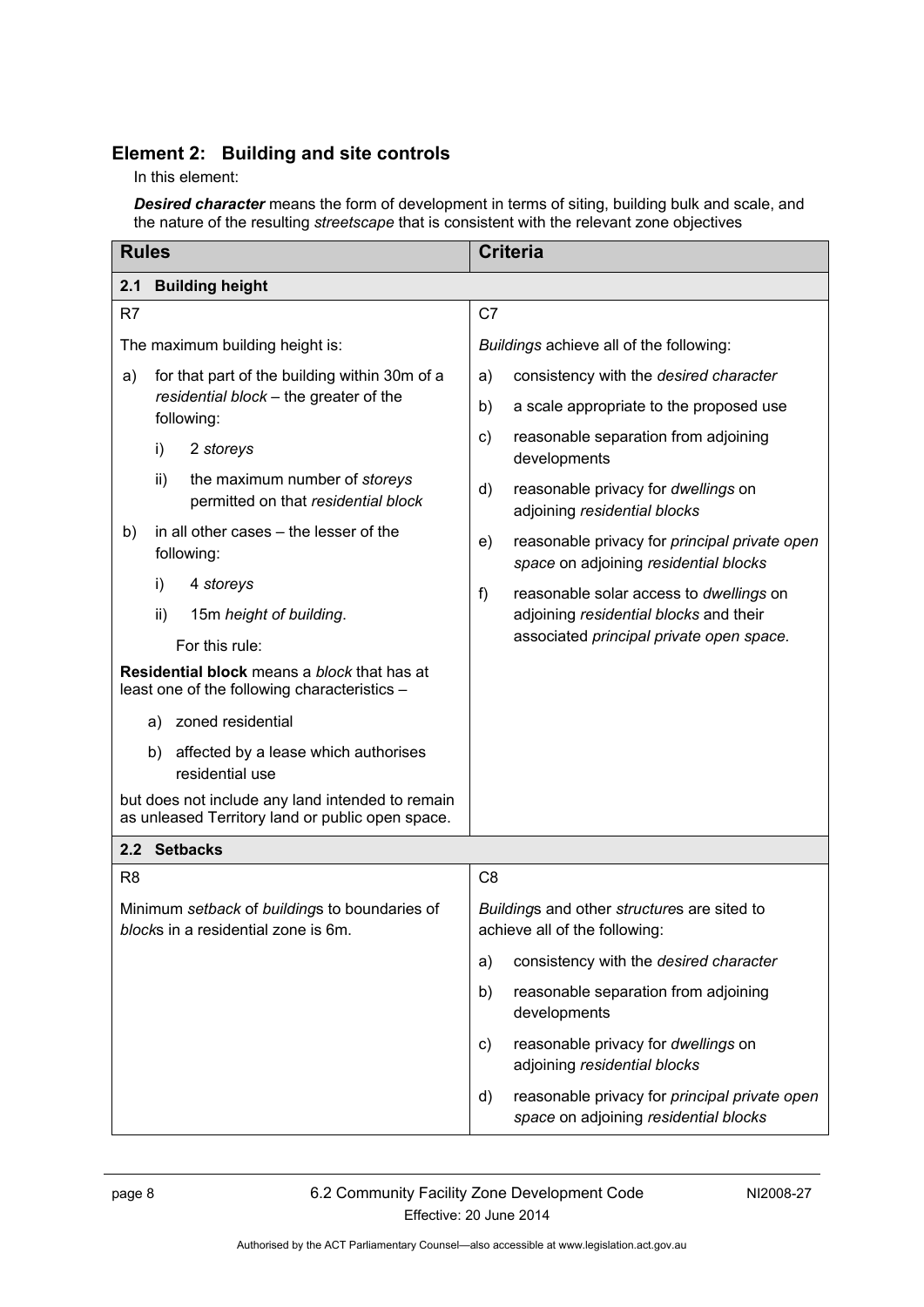## Element 2: Building and site controls

In this element:

***Desired character*** means the form of development in terms of siting, building bulk and scale, and the nature of the resulting *streetscape* that is consistent with the relevant zone objectives

| Rules | Criteria |
|---|---|
| **2.1 Building height** | |
| R7<br><br>The maximum building height is:<br><br>a) for that part of the building within 30m of a *residential block* – the greater of the following:<br>i) 2 *storeys*<br>ii) the maximum number of *storeys* permitted on that *residential block*<br><br>b) in all other cases – the lesser of the following:<br>i) 4 *storeys*<br>ii) 15m *height of building*.<br><br>For this rule:<br><br>**Residential block** means a *block* that has at least one of the following characteristics –<br>a) zoned residential<br>b) affected by a lease which authorises residential use<br><br>but does not include any land intended to remain as unleased Territory land or public open space. | C7<br><br>*Buildings* achieve all of the following:<br><br>a) consistency with the *desired character*<br>b) a scale appropriate to the proposed use<br>c) reasonable separation from adjoining developments<br>d) reasonable privacy for *dwellings* on adjoining *residential blocks*<br>e) reasonable privacy for *principal private open space* on adjoining *residential blocks*<br>f) reasonable solar access to *dwellings* on adjoining *residential blocks* and their associated *principal private open space.* |
| **2.2 Setbacks** | |
| R8<br><br>Minimum *setback* of *building*s to boundaries of *block*s in a residential zone is 6m. | C8<br><br>*Building*s and other *structure*s are sited to achieve all of the following:<br><br>a) consistency with the *desired character*<br>b) reasonable separation from adjoining developments<br>c) reasonable privacy for *dwellings* on adjoining *residential blocks*<br>d) reasonable privacy for *principal private open space* on adjoining *residential blocks* |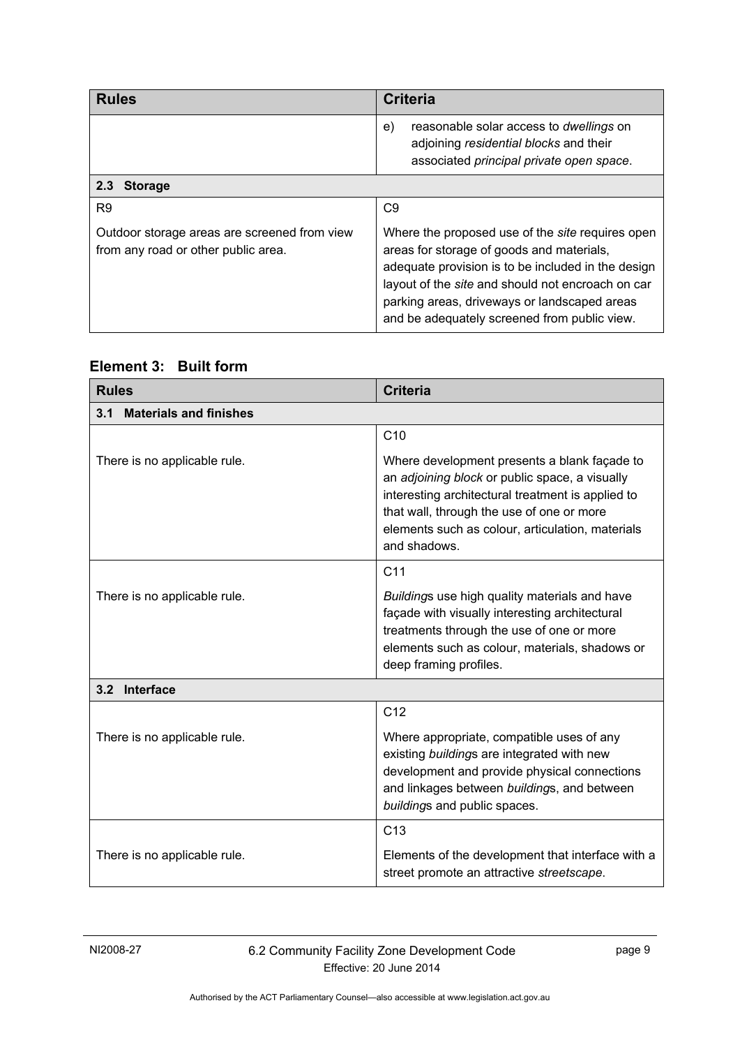| Rules | Criteria |
|---|---|
| | e) reasonable solar access to *dwellings* on adjoining *residential blocks* and their associated *principal private open space*. |
| **2.3 Storage** | |
| R9<br><br>Outdoor storage areas are screened from view from any road or other public area. | C9<br><br>Where the proposed use of the *site* requires open areas for storage of goods and materials, adequate provision is to be included in the design layout of the *site* and should not encroach on car parking areas, driveways or landscaped areas and be adequately screened from public view. |

## Element 3: Built form

| Rules | Criteria |
|---|---|
| **3.1 Materials and finishes** | |
| There is no applicable rule. | C10<br><br>Where development presents a blank façade to an *adjoining block* or public space, a visually interesting architectural treatment is applied to that wall, through the use of one or more elements such as colour, articulation, materials and shadows. |
| There is no applicable rule. | C11<br><br>*Building*s use high quality materials and have façade with visually interesting architectural treatments through the use of one or more elements such as colour, materials, shadows or deep framing profiles. |
| **3.2 Interface** | |
| There is no applicable rule. | C12<br><br>Where appropriate, compatible uses of any existing *building*s are integrated with new development and provide physical connections and linkages between *building*s, and between *building*s and public spaces. |
| There is no applicable rule. | C13<br><br>Elements of the development that interface with a street promote an attractive *streetscape*. |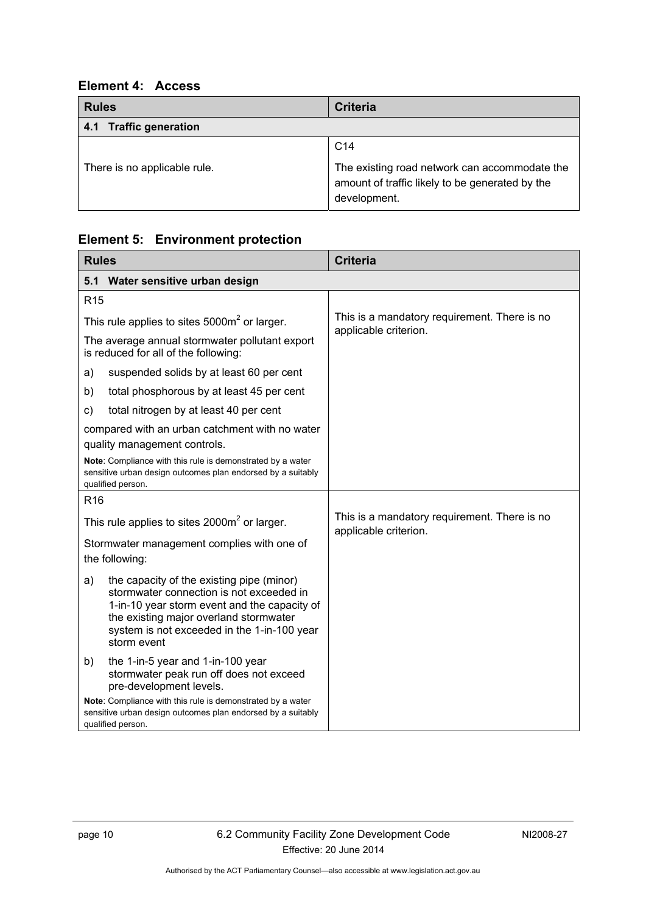## Element 4: Access

| Rules | Criteria |
|---|---|
| **4.1 Traffic generation** | |
| There is no applicable rule. | C14<br><br>The existing road network can accommodate the amount of traffic likely to be generated by the development. |

## Element 5: Environment protection

| Rules | Criteria |
|---|---|
| **5.1 Water sensitive urban design** | |
| R15<br><br>This rule applies to sites 5000m$^2$ or larger.<br><br>The average annual stormwater pollutant export is reduced for all of the following:<br><br>a) suspended solids by at least 60 per cent<br><br>b) total phosphorous by at least 45 per cent<br><br>c) total nitrogen by at least 40 per cent<br><br>compared with an urban catchment with no water quality management controls.<br><br>**Note**: Compliance with this rule is demonstrated by a water sensitive urban design outcomes plan endorsed by a suitably qualified person. | This is a mandatory requirement. There is no applicable criterion. |
| R16<br><br>This rule applies to sites 2000m$^2$ or larger.<br><br>Stormwater management complies with one of the following:<br><br>a) the capacity of the existing pipe (minor) stormwater connection is not exceeded in 1-in-10 year storm event and the capacity of the existing major overland stormwater system is not exceeded in the 1-in-100 year storm event<br><br>b) the 1-in-5 year and 1-in-100 year stormwater peak run off does not exceed pre-development levels.<br><br>**Note**: Compliance with this rule is demonstrated by a water sensitive urban design outcomes plan endorsed by a suitably qualified person. | This is a mandatory requirement. There is no applicable criterion. |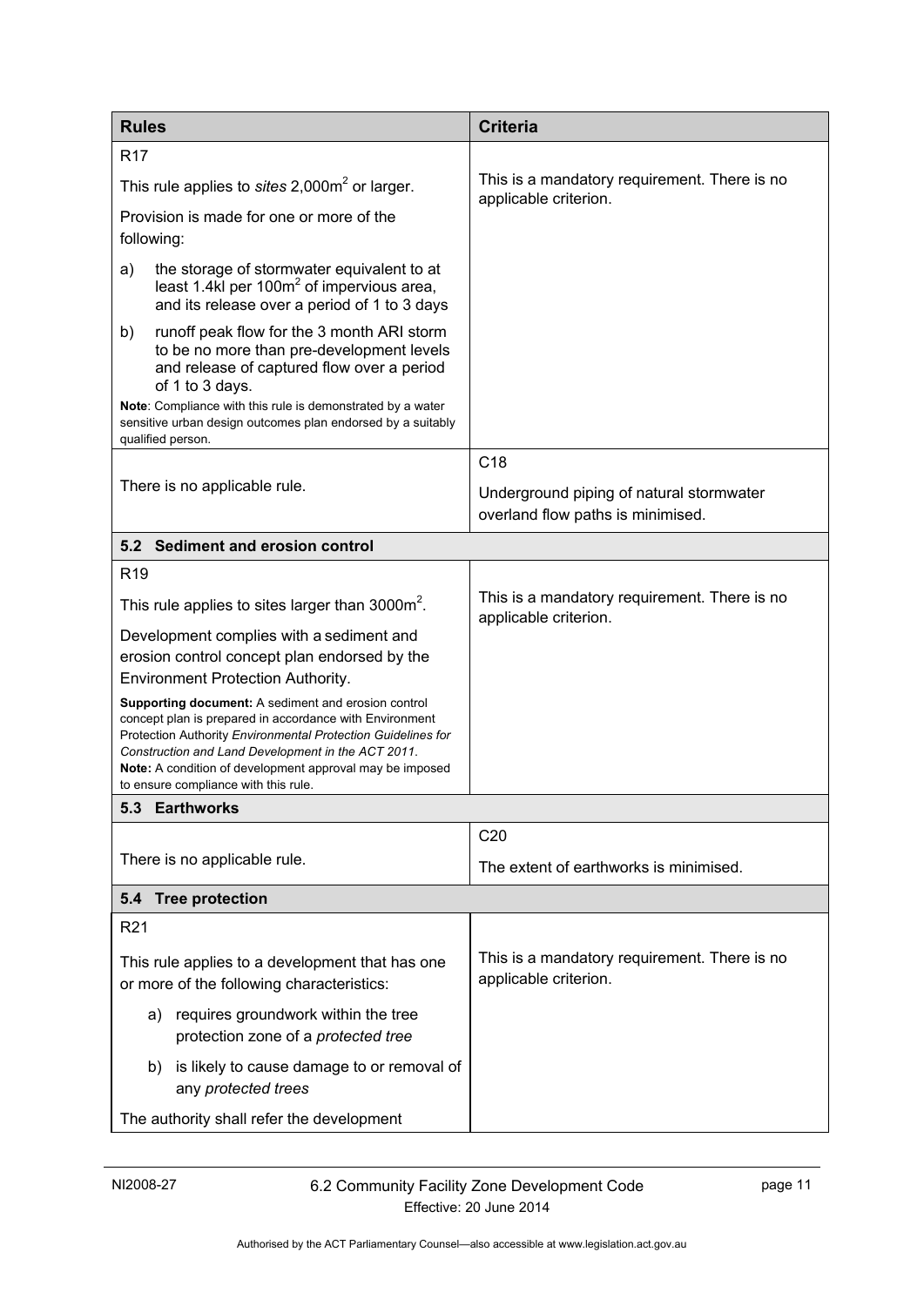| Rules | Criteria |
|---|---|
| R17<br><br>This rule applies to *sites* 2,000m² or larger.<br><br>Provision is made for one or more of the following:<br><br>a) the storage of stormwater equivalent to at least 1.4kl per 100m² of impervious area, and its release over a period of 1 to 3 days<br><br>b) runoff peak flow for the 3 month ARI storm to be no more than pre-development levels and release of captured flow over a period of 1 to 3 days.<br><br>**Note**: Compliance with this rule is demonstrated by a water sensitive urban design outcomes plan endorsed by a suitably qualified person. | This is a mandatory requirement. There is no applicable criterion. |
| There is no applicable rule. | C18<br><br>Underground piping of natural stormwater overland flow paths is minimised. |
| **5.2 Sediment and erosion control** | |
| R19<br><br>This rule applies to sites larger than 3000m².<br><br>Development complies with a sediment and erosion control concept plan endorsed by the Environment Protection Authority.<br><br>**Supporting document:** A sediment and erosion control concept plan is prepared in accordance with Environment Protection Authority *Environmental Protection Guidelines for Construction and Land Development in the ACT 2011*.<br>**Note:** A condition of development approval may be imposed to ensure compliance with this rule. | This is a mandatory requirement. There is no applicable criterion. |
| **5.3 Earthworks** | |
| There is no applicable rule. | C20<br><br>The extent of earthworks is minimised. |
| **5.4 Tree protection** | |
| R21<br><br>This rule applies to a development that has one or more of the following characteristics:<br><br>a) requires groundwork within the tree protection zone of a *protected tree*<br><br>b) is likely to cause damage to or removal of any *protected trees*<br><br>The authority shall refer the development | This is a mandatory requirement. There is no applicable criterion. |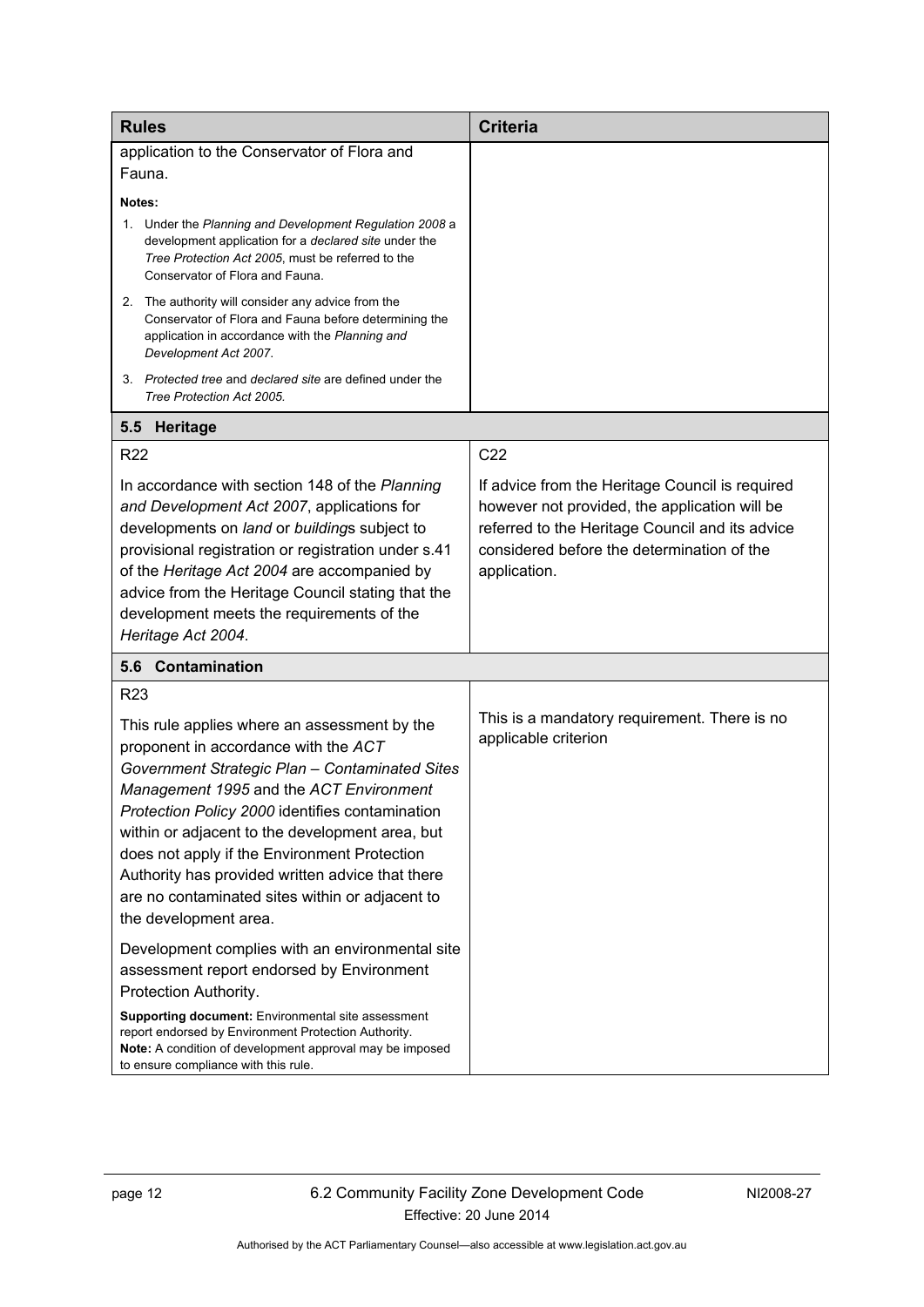| **Rules** | **Criteria** |
|---|---|
| application to the Conservator of Flora and Fauna.<br><br>**Notes:**<br>1. Under the *Planning and Development Regulation 2008* a development application for a *declared site* under the *Tree Protection Act 2005*, must be referred to the Conservator of Flora and Fauna.<br>2. The authority will consider any advice from the Conservator of Flora and Fauna before determining the application in accordance with the *Planning and Development Act 2007*.<br>3. *Protected tree* and *declared site* are defined under the *Tree Protection Act 2005.* | |
| **5.5 Heritage** | |
| R22<br><br>In accordance with section 148 of the *Planning and Development Act 2007*, applications for developments on *land* or *building*s subject to provisional registration or registration under s.41 of the *Heritage Act 2004* are accompanied by advice from the Heritage Council stating that the development meets the requirements of the *Heritage Act 2004*. | C22<br><br>If advice from the Heritage Council is required however not provided, the application will be referred to the Heritage Council and its advice considered before the determination of the application. |
| **5.6 Contamination** | |
| R23<br><br>This rule applies where an assessment by the proponent in accordance with the *ACT Government Strategic Plan – Contaminated Sites Management 1995* and the *ACT Environment Protection Policy 2000* identifies contamination within or adjacent to the development area, but does not apply if the Environment Protection Authority has provided written advice that there are no contaminated sites within or adjacent to the development area.<br><br>Development complies with an environmental site assessment report endorsed by Environment Protection Authority.<br><br>**Supporting document:** Environmental site assessment report endorsed by Environment Protection Authority.<br>**Note:** A condition of development approval may be imposed to ensure compliance with this rule. | This is a mandatory requirement. There is no applicable criterion |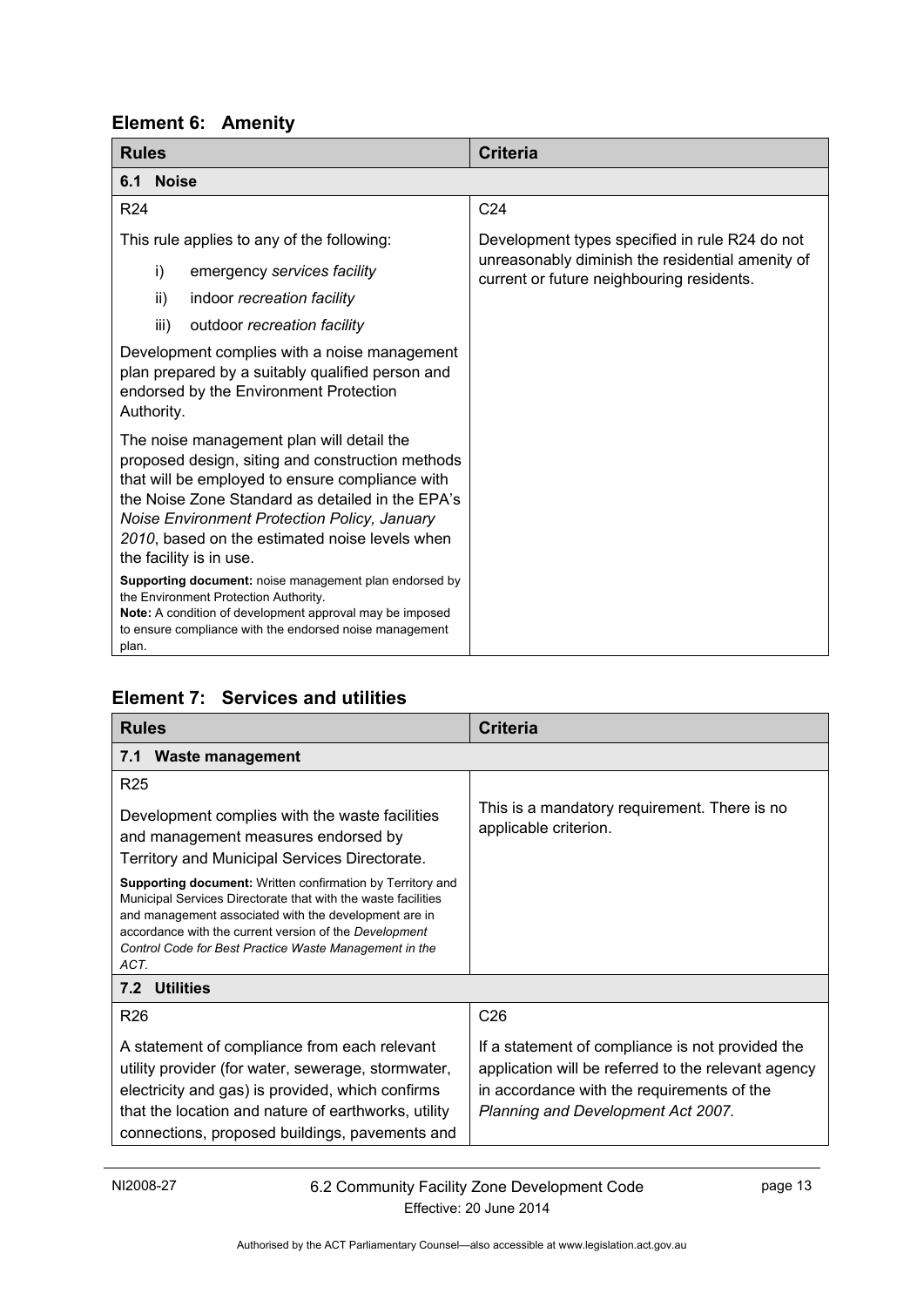## Element 6: Amenity

| Rules | Criteria |
| --- | --- |
| **6.1 Noise** | |
| R24<br><br>This rule applies to any of the following:<br><br>i) emergency *services facility*<br>ii) indoor *recreation facility*<br>iii) outdoor *recreation facility*<br><br>Development complies with a noise management plan prepared by a suitably qualified person and endorsed by the Environment Protection Authority.<br><br>The noise management plan will detail the proposed design, siting and construction methods that will be employed to ensure compliance with the Noise Zone Standard as detailed in the EPA's *Noise Environment Protection Policy, January 2010*, based on the estimated noise levels when the facility is in use.<br><br>**Supporting document:** noise management plan endorsed by the Environment Protection Authority.<br>**Note:** A condition of development approval may be imposed to ensure compliance with the endorsed noise management plan. | C24<br><br>Development types specified in rule R24 do not unreasonably diminish the residential amenity of current or future neighbouring residents. |

## Element 7: Services and utilities

| Rules | Criteria |
| --- | --- |
| **7.1 Waste management** | |
| R25<br><br>Development complies with the waste facilities and management measures endorsed by Territory and Municipal Services Directorate.<br><br>**Supporting document:** Written confirmation by Territory and Municipal Services Directorate that with the waste facilities and management associated with the development are in accordance with the current version of the *Development Control Code for Best Practice Waste Management in the ACT*. | This is a mandatory requirement. There is no applicable criterion. |
| **7.2 Utilities** | |
| R26<br><br>A statement of compliance from each relevant utility provider (for water, sewerage, stormwater, electricity and gas) is provided, which confirms that the location and nature of earthworks, utility connections, proposed buildings, pavements and | C26<br><br>If a statement of compliance is not provided the application will be referred to the relevant agency in accordance with the requirements of the *Planning and Development Act 2007.* |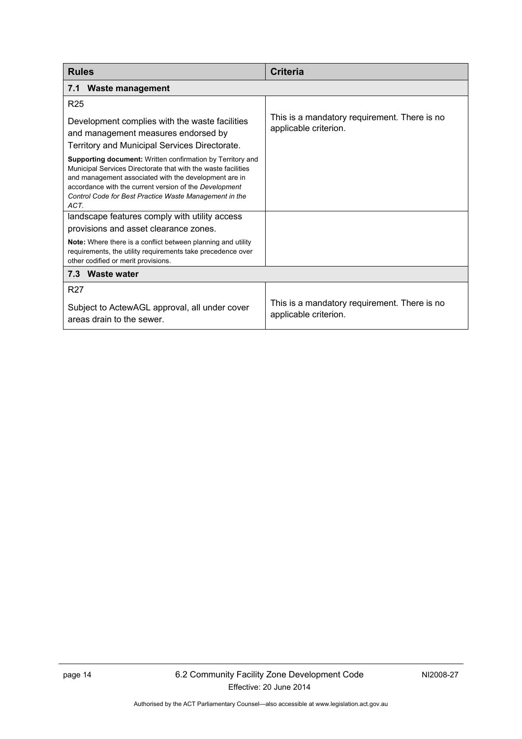| Rules | Criteria |
|---|---|
| **7.1 Waste management** | |
| R25<br><br>Development complies with the waste facilities and management measures endorsed by Territory and Municipal Services Directorate.<br><br>**Supporting document:** Written confirmation by Territory and Municipal Services Directorate that with the waste facilities and management associated with the development are in accordance with the current version of the *Development Control Code for Best Practice Waste Management in the ACT*. | This is a mandatory requirement. There is no applicable criterion. |
| landscape features comply with utility access provisions and asset clearance zones.<br><br>**Note:** Where there is a conflict between planning and utility requirements, the utility requirements take precedence over other codified or merit provisions. | |
| **7.3 Waste water** | |
| R27<br><br>Subject to ActewAGL approval, all under cover areas drain to the sewer. | This is a mandatory requirement. There is no applicable criterion. |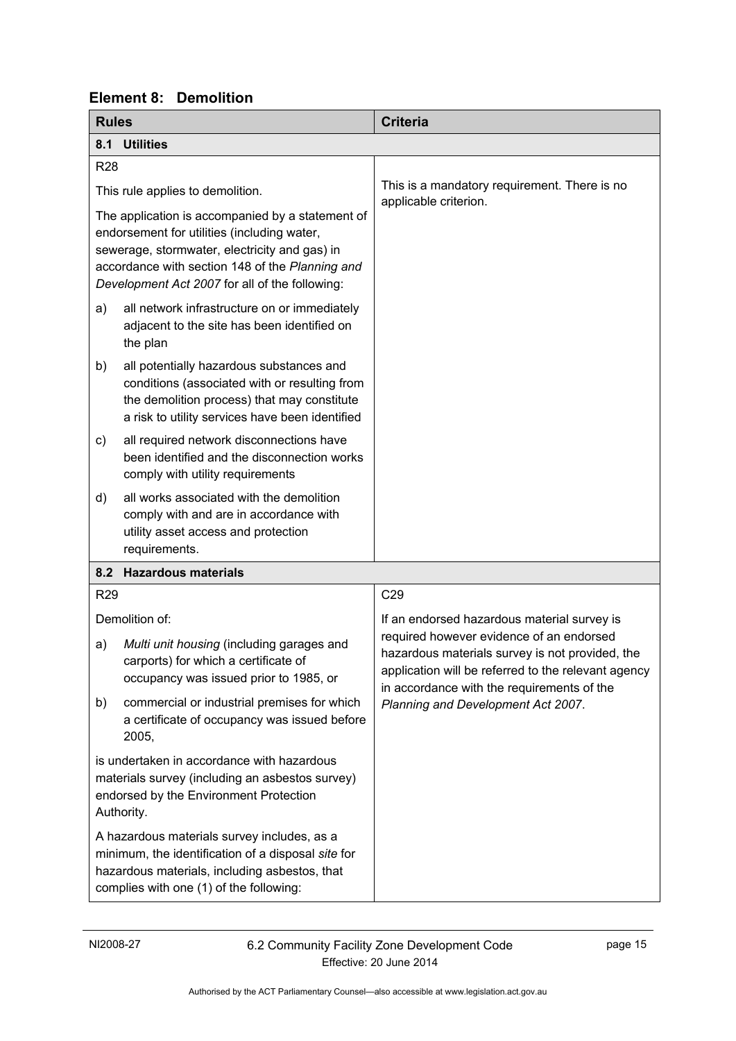## Element 8: Demolition

| Rules | Criteria |
|---|---|
| **8.1 Utilities** | |
| R28<br><br>This rule applies to demolition.<br><br>The application is accompanied by a statement of endorsement for utilities (including water, sewerage, stormwater, electricity and gas) in accordance with section 148 of the *Planning and Development Act 2007* for all of the following:<br><br>a) all network infrastructure on or immediately adjacent to the site has been identified on the plan<br><br>b) all potentially hazardous substances and conditions (associated with or resulting from the demolition process) that may constitute a risk to utility services have been identified<br><br>c) all required network disconnections have been identified and the disconnection works comply with utility requirements<br><br>d) all works associated with the demolition comply with and are in accordance with utility asset access and protection requirements. | This is a mandatory requirement. There is no applicable criterion. |
| **8.2 Hazardous materials** | |
| R29<br><br>Demolition of:<br><br>a) *Multi unit housing* (including garages and carports) for which a certificate of occupancy was issued prior to 1985, or<br><br>b) commercial or industrial premises for which a certificate of occupancy was issued before 2005,<br><br>is undertaken in accordance with hazardous materials survey (including an asbestos survey) endorsed by the Environment Protection Authority.<br><br>A hazardous materials survey includes, as a minimum, the identification of a disposal *site* for hazardous materials, including asbestos, that complies with one (1) of the following: | C29<br><br>If an endorsed hazardous material survey is required however evidence of an endorsed hazardous materials survey is not provided, the application will be referred to the relevant agency in accordance with the requirements of the *Planning and Development Act 2007*. |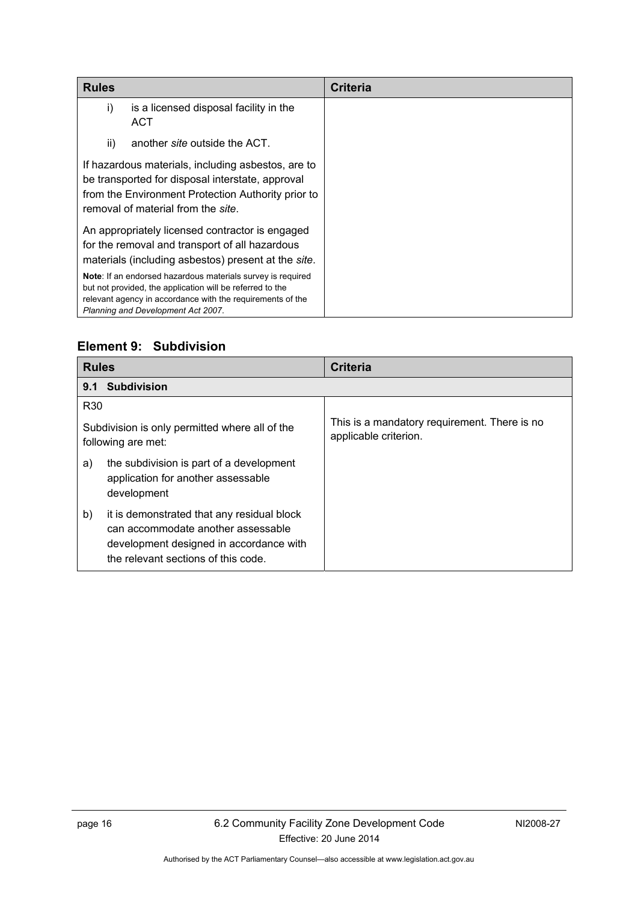| Rules | Criteria |
|---|---|
| i) is a licensed disposal facility in the ACT<br><br>ii) another *site* outside the ACT.<br><br>If hazardous materials, including asbestos, are to be transported for disposal interstate, approval from the Environment Protection Authority prior to removal of material from the *site*.<br><br>An appropriately licensed contractor is engaged for the removal and transport of all hazardous materials (including asbestos) present at the *site*.<br><br>**Note**: If an endorsed hazardous materials survey is required but not provided, the application will be referred to the relevant agency in accordance with the requirements of the *Planning and Development Act 2007*. | |

## Element 9: Subdivision

| Rules | Criteria |
|---|---|
| **9.1 Subdivision** | |
| R30<br><br>Subdivision is only permitted where all of the following are met:<br><br>a) the subdivision is part of a development application for another assessable development<br><br>b) it is demonstrated that any residual block can accommodate another assessable development designed in accordance with the relevant sections of this code. | This is a mandatory requirement. There is no applicable criterion. |